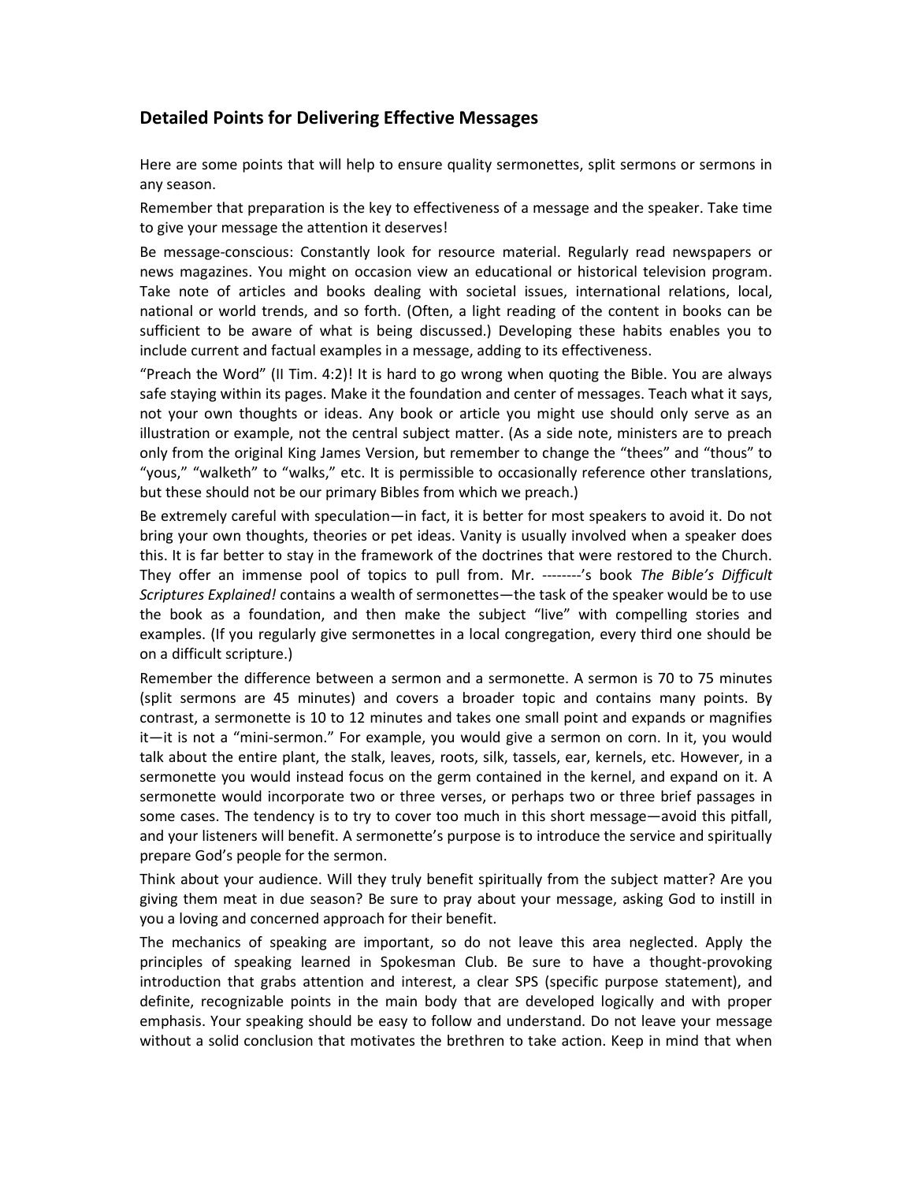## Detailed Points for Delivering Effective Messages

Here are some points that will help to ensure quality sermonettes, split sermons or sermons in any season.

Remember that preparation is the key to effectiveness of a message and the speaker. Take time to give your message the attention it deserves!

Be message-conscious: Constantly look for resource material. Regularly read newspapers or news magazines. You might on occasion view an educational or historical television program. Take note of articles and books dealing with societal issues, international relations, local, national or world trends, and so forth. (Often, a light reading of the content in books can be sufficient to be aware of what is being discussed.) Developing these habits enables you to include current and factual examples in a message, adding to its effectiveness.

"Preach the Word" (II Tim. 4:2)! It is hard to go wrong when quoting the Bible. You are always safe staying within its pages. Make it the foundation and center of messages. Teach what it says, not your own thoughts or ideas. Any book or article you might use should only serve as an illustration or example, not the central subject matter. (As a side note, ministers are to preach only from the original King James Version, but remember to change the "thees" and "thous" to "yous," "walketh" to "walks," etc. It is permissible to occasionally reference other translations, but these should not be our primary Bibles from which we preach.)

Be extremely careful with speculation—in fact, it is better for most speakers to avoid it. Do not bring your own thoughts, theories or pet ideas. Vanity is usually involved when a speaker does this. It is far better to stay in the framework of the doctrines that were restored to the Church. They offer an immense pool of topics to pull from. Mr. --------'s book *The Bible's Difficult Scriptures Explained!* contains a wealth of sermonettes—the task of the speaker would be to use the book as a foundation, and then make the subject "live" with compelling stories and examples. (If you regularly give sermonettes in a local congregation, every third one should be on a difficult scripture.)

Remember the difference between a sermon and a sermonette. A sermon is 70 to 75 minutes (split sermons are 45 minutes) and covers a broader topic and contains many points. By contrast, a sermonette is 10 to 12 minutes and takes one small point and expands or magnifies it—it is not a "mini-sermon." For example, you would give a sermon on corn. In it, you would talk about the entire plant, the stalk, leaves, roots, silk, tassels, ear, kernels, etc. However, in a sermonette you would instead focus on the germ contained in the kernel, and expand on it. A sermonette would incorporate two or three verses, or perhaps two or three brief passages in some cases. The tendency is to try to cover too much in this short message—avoid this pitfall, and your listeners will benefit. A sermonette's purpose is to introduce the service and spiritually prepare God's people for the sermon.

Think about your audience. Will they truly benefit spiritually from the subject matter? Are you giving them meat in due season? Be sure to pray about your message, asking God to instill in you a loving and concerned approach for their benefit.

The mechanics of speaking are important, so do not leave this area neglected. Apply the principles of speaking learned in Spokesman Club. Be sure to have a thought-provoking introduction that grabs attention and interest, a clear SPS (specific purpose statement), and definite, recognizable points in the main body that are developed logically and with proper emphasis. Your speaking should be easy to follow and understand. Do not leave your message without a solid conclusion that motivates the brethren to take action. Keep in mind that when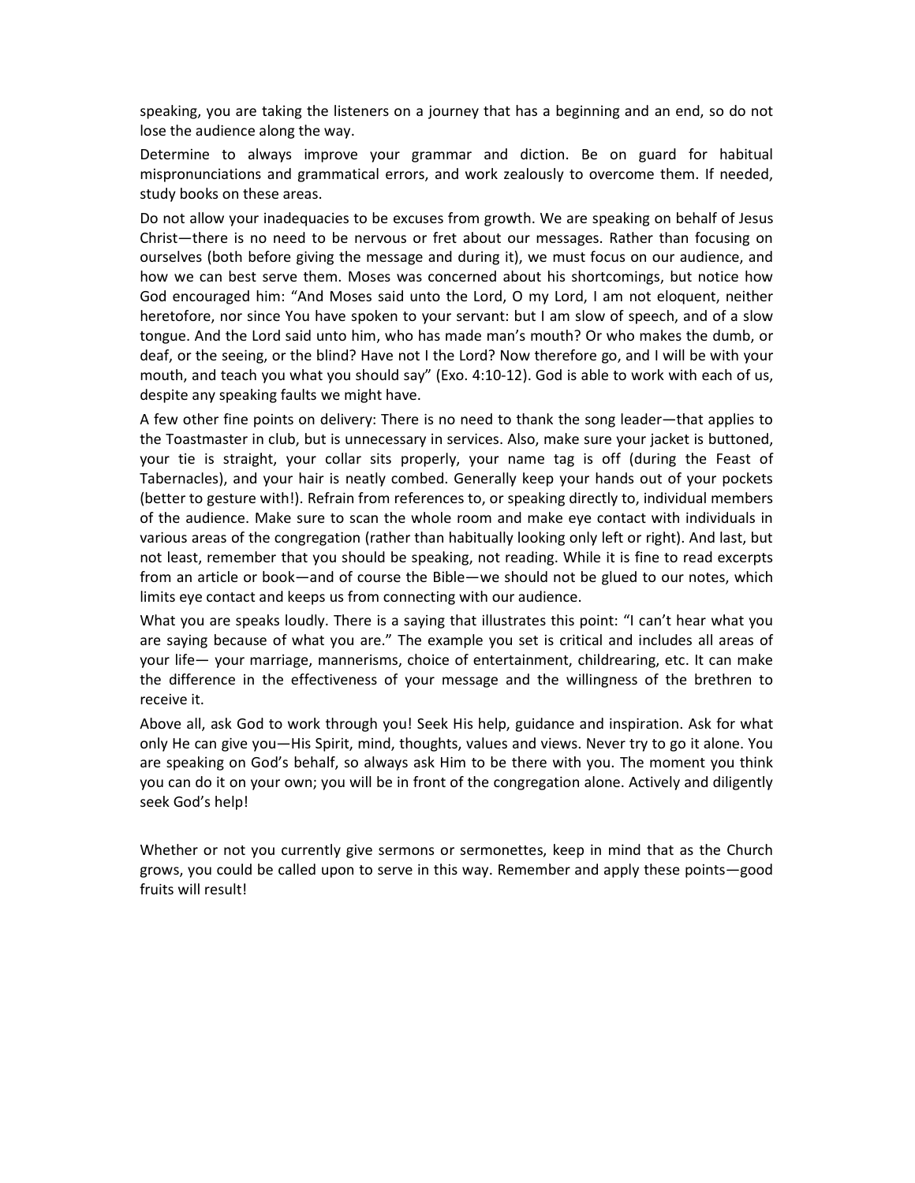speaking, you are taking the listeners on a journey that has a beginning and an end, so do not lose the audience along the way.

Determine to always improve your grammar and diction. Be on guard for habitual mispronunciations and grammatical errors, and work zealously to overcome them. If needed, study books on these areas.

Do not allow your inadequacies to be excuses from growth. We are speaking on behalf of Jesus Christ—there is no need to be nervous or fret about our messages. Rather than focusing on ourselves (both before giving the message and during it), we must focus on our audience, and how we can best serve them. Moses was concerned about his shortcomings, but notice how God encouraged him: "And Moses said unto the Lord, O my Lord, I am not eloquent, neither heretofore, nor since You have spoken to your servant: but I am slow of speech, and of a slow tongue. And the Lord said unto him, who has made man's mouth? Or who makes the dumb, or deaf, or the seeing, or the blind? Have not I the Lord? Now therefore go, and I will be with your mouth, and teach you what you should say" (Exo. 4:10-12). God is able to work with each of us, despite any speaking faults we might have.

A few other fine points on delivery: There is no need to thank the song leader—that applies to the Toastmaster in club, but is unnecessary in services. Also, make sure your jacket is buttoned, your tie is straight, your collar sits properly, your name tag is off (during the Feast of Tabernacles), and your hair is neatly combed. Generally keep your hands out of your pockets (better to gesture with!). Refrain from references to, or speaking directly to, individual members of the audience. Make sure to scan the whole room and make eye contact with individuals in various areas of the congregation (rather than habitually looking only left or right). And last, but not least, remember that you should be speaking, not reading. While it is fine to read excerpts from an article or book—and of course the Bible—we should not be glued to our notes, which limits eye contact and keeps us from connecting with our audience.

What you are speaks loudly. There is a saying that illustrates this point: "I can't hear what you are saying because of what you are." The example you set is critical and includes all areas of your life— your marriage, mannerisms, choice of entertainment, childrearing, etc. It can make the difference in the effectiveness of your message and the willingness of the brethren to receive it.

Above all, ask God to work through you! Seek His help, guidance and inspiration. Ask for what only He can give you—His Spirit, mind, thoughts, values and views. Never try to go it alone. You are speaking on God's behalf, so always ask Him to be there with you. The moment you think you can do it on your own; you will be in front of the congregation alone. Actively and diligently seek God's help!

Whether or not you currently give sermons or sermonettes, keep in mind that as the Church grows, you could be called upon to serve in this way. Remember and apply these points—good fruits will result!